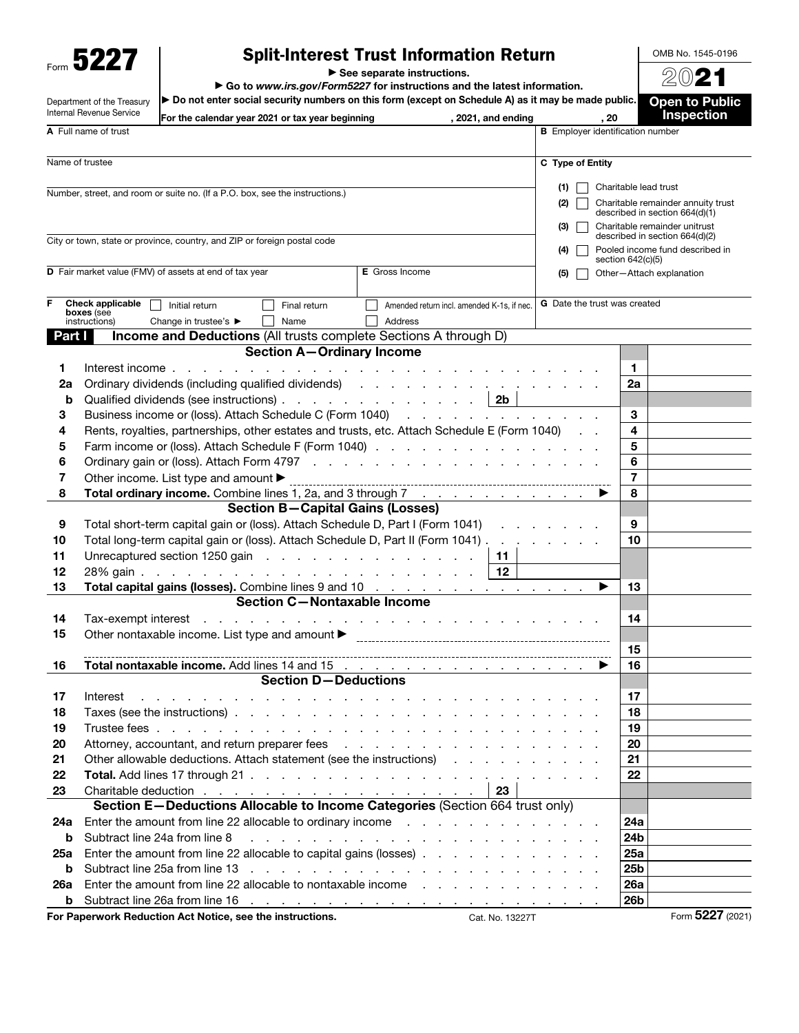Form **5227**

Department of the Treasury
Internal Revenue Service

# Split-Interest Trust Information Return

▶ See separate instructions.

▶ Go to *www.irs.gov/Form5227* for instructions and the latest information.

▶ Do not enter social security numbers on this form (except on Schedule A) as it may be made public.

For the calendar year 2021 or tax year beginning , 2021, and ending , 20

OMB No. 1545-0196

**2021**

**Open to Public Inspection**

**A** Full name of trust

**B** Employer identification number

Name of trustee

**C Type of Entity**

- (1) ☐ Charitable lead trust
- (2) ☐ Charitable remainder annuity trust described in section 664(d)(1)
- (3) ☐ Charitable remainder unitrust described in section 664(d)(2)
- (4) ☐ Pooled income fund described in section 642(c)(5)
- (5) ☐ Other—Attach explanation

Number, street, and room or suite no. (If a P.O. box, see the instructions.)

City or town, state or province, country, and ZIP or foreign postal code

**D** Fair market value (FMV) of assets at end of tax year

**E** Gross Income

**F** Check applicable boxes (see instructions) ☐ Initial return ☐ Final return ☐ Amended return incl. amended K-1s, if nec. Change in trustee's ▶ ☐ Name ☐ Address

**G** Date the trust was created

## Part I Income and Deductions (All trusts complete Sections A through D)

### Section A—Ordinary Income

| | | | |
|---|---|---|---|
| **1** | Interest income | **1** | |
| **2a** | Ordinary dividends (including qualified dividends) | **2a** | |
| **b** | Qualified dividends (see instructions) . . . **2b** | | |
| **3** | Business income or (loss). Attach Schedule C (Form 1040) | **3** | |
| **4** | Rents, royalties, partnerships, other estates and trusts, etc. Attach Schedule E (Form 1040) | **4** | |
| **5** | Farm income or (loss). Attach Schedule F (Form 1040) | **5** | |
| **6** | Ordinary gain or (loss). Attach Form 4797 | **6** | |
| **7** | Other income. List type and amount ▶ | **7** | |
| **8** | **Total ordinary income.** Combine lines 1, 2a, and 3 through 7 ▶ | **8** | |

### Section B—Capital Gains (Losses)

| | | | |
|---|---|---|---|
| **9** | Total short-term capital gain or (loss). Attach Schedule D, Part I (Form 1041) | **9** | |
| **10** | Total long-term capital gain or (loss). Attach Schedule D, Part II (Form 1041) | **10** | |
| **11** | Unrecaptured section 1250 gain . . . **11** | | |
| **12** | 28% gain . . . **12** | | |
| **13** | **Total capital gains (losses).** Combine lines 9 and 10 ▶ | **13** | |

### Section C—Nontaxable Income

| | | | |
|---|---|---|---|
| **14** | Tax-exempt interest | **14** | |
| **15** | Other nontaxable income. List type and amount ▶ | **15** | |
| **16** | **Total nontaxable income.** Add lines 14 and 15 ▶ | **16** | |

### Section D—Deductions

| | | | |
|---|---|---|---|
| **17** | Interest | **17** | |
| **18** | Taxes (see the instructions) | **18** | |
| **19** | Trustee fees | **19** | |
| **20** | Attorney, accountant, and return preparer fees | **20** | |
| **21** | Other allowable deductions. Attach statement (see the instructions) | **21** | |
| **22** | **Total.** Add lines 17 through 21 | **22** | |
| **23** | Charitable deduction . . . **23** | | |

### Section E—Deductions Allocable to Income Categories (Section 664 trust only)

| | | | |
|---|---|---|---|
| **24a** | Enter the amount from line 22 allocable to ordinary income | **24a** | |
| **b** | Subtract line 24a from line 8 | **24b** | |
| **25a** | Enter the amount from line 22 allocable to capital gains (losses) | **25a** | |
| **b** | Subtract line 25a from line 13 | **25b** | |
| **26a** | Enter the amount from line 22 allocable to nontaxable income | **26a** | |
| **b** | Subtract line 26a from line 16 | **26b** | |

**For Paperwork Reduction Act Notice, see the instructions.** Cat. No. 13227T Form **5227** (2021)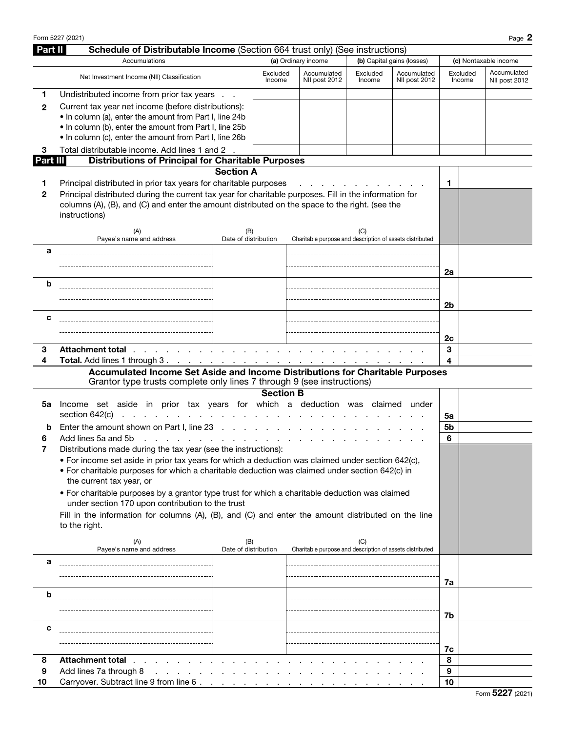## Part II Schedule of Distributable Income (Section 664 trust only) (See instructions)

| | Accumulations | (a) Ordinary income | | (b) Capital gains (losses) | | (c) Nontaxable income | |
|---|---|---|---|---|---|---|---|
| | Net Investment Income (NII) Classification | Excluded Income | Accumulated NII post 2012 | Excluded Income | Accumulated NII post 2012 | Excluded Income | Accumulated NII post 2012 |
| 1 | Undistributed income from prior tax years | | | | | | |
| 2 | Current tax year net income (before distributions): • In column (a), enter the amount from Part I, line 24b • In column (b), enter the amount from Part I, line 25b • In column (c), enter the amount from Part I, line 26b | | | | | | |
| 3 | Total distributable income. Add lines 1 and 2 | | | | | | |

## Part III Distributions of Principal for Charitable Purposes

### Section A

1 Principal distributed in prior tax years for charitable purposes . . . . . . . . . . . . . . **1**

2 Principal distributed during the current tax year for charitable purposes. Fill in the information for columns (A), (B), and (C) and enter the amount distributed on the space to the right. (see the instructions)

| | (A) Payee's name and address | (B) Date of distribution | (C) Charitable purpose and description of assets distributed | | |
|---|---|---|---|---|---|
| a | | | | 2a | |
| b | | | | 2b | |
| c | | | | 2c | |
| 3 | **Attachment total** | | | 3 | |
| 4 | **Total.** Add lines 1 through 3 | | | 4 | |

### Accumulated Income Set Aside and Income Distributions for Charitable Purposes

Grantor type trusts complete only lines 7 through 9 (see instructions)

### Section B

| | | | |
|---|---|---|---|
| 5a | Income set aside in prior tax years for which a deduction was claimed under section 642(c) | 5a | |
| b | Enter the amount shown on Part I, line 23 | 5b | |
| 6 | Add lines 5a and 5b | 6 | |

7 Distributions made during the tax year (see the instructions):

- For income set aside in prior tax years for which a deduction was claimed under section 642(c),
- For charitable purposes for which a charitable deduction was claimed under section 642(c) in the current tax year, or
- For charitable purposes by a grantor type trust for which a charitable deduction was claimed under section 170 upon contribution to the trust

Fill in the information for columns (A), (B), and (C) and enter the amount distributed on the line to the right.

| | (A) Payee's name and address | (B) Date of distribution | (C) Charitable purpose and description of assets distributed | | |
|---|---|---|---|---|---|
| a | | | | 7a | |
| b | | | | 7b | |
| c | | | | 7c | |
| 8 | **Attachment total** | | | 8 | |
| 9 | Add lines 7a through 8 | | | 9 | |
| 10 | Carryover. Subtract line 9 from line 6 | | | 10 | |

Form **5227** (2021)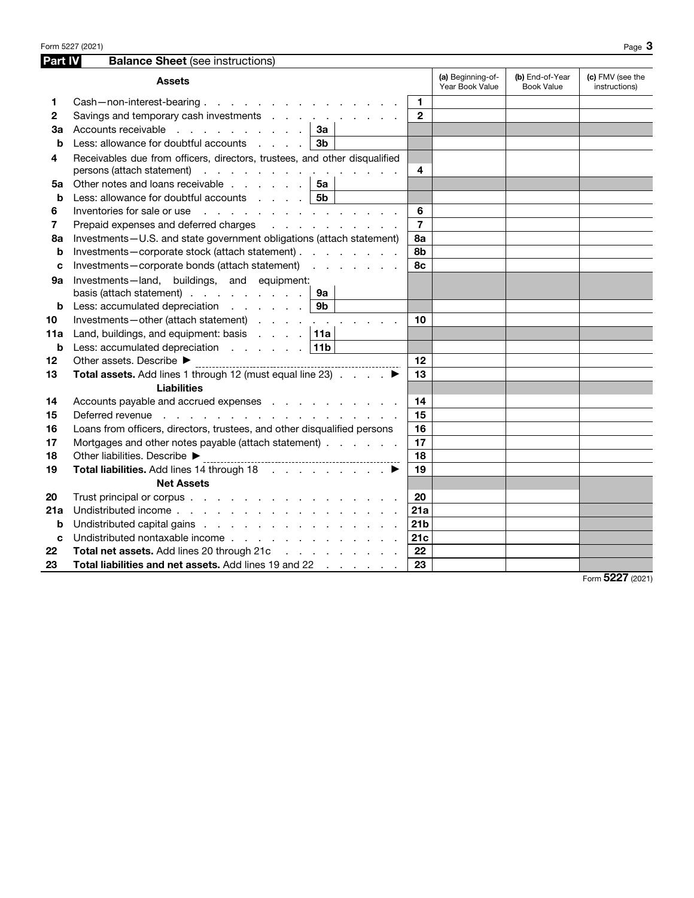## Part IV Balance Sheet (see instructions)

| | Assets | | | Line | (a) Beginning-of-Year Book Value | (b) End-of-Year Book Value | (c) FMV (see the instructions) |
|---|---|---|---|---|---|---|---|
| 1 | Cash—non-interest-bearing | | | 1 | | | |
| 2 | Savings and temporary cash investments | | | 2 | | | |
| 3a | Accounts receivable | 3a | | | | | |
| b | Less: allowance for doubtful accounts | 3b | | | | | |
| 4 | Receivables due from officers, directors, trustees, and other disqualified persons (attach statement) | | | 4 | | | |
| 5a | Other notes and loans receivable | 5a | | | | | |
| b | Less: allowance for doubtful accounts | 5b | | | | | |
| 6 | Inventories for sale or use | | | 6 | | | |
| 7 | Prepaid expenses and deferred charges | | | 7 | | | |
| 8a | Investments—U.S. and state government obligations (attach statement) | | | 8a | | | |
| b | Investments—corporate stock (attach statement) | | | 8b | | | |
| c | Investments—corporate bonds (attach statement) | | | 8c | | | |
| 9a | Investments—land, buildings, and equipment: basis (attach statement) | 9a | | | | | |
| b | Less: accumulated depreciation | 9b | | | | | |
| 10 | Investments—other (attach statement) | | | 10 | | | |
| 11a | Land, buildings, and equipment: basis | 11a | | | | | |
| b | Less: accumulated depreciation | 11b | | | | | |
| 12 | Other assets. Describe ▶ | | | 12 | | | |
| 13 | **Total assets.** Add lines 1 through 12 (must equal line 23) ▶ | | | 13 | | | |
| | **Liabilities** | | | | | | |
| 14 | Accounts payable and accrued expenses | | | 14 | | | |
| 15 | Deferred revenue | | | 15 | | | |
| 16 | Loans from officers, directors, trustees, and other disqualified persons | | | 16 | | | |
| 17 | Mortgages and other notes payable (attach statement) | | | 17 | | | |
| 18 | Other liabilities. Describe ▶ | | | 18 | | | |
| 19 | **Total liabilities.** Add lines 14 through 18 ▶ | | | 19 | | | |
| | **Net Assets** | | | | | | |
| 20 | Trust principal or corpus | | | 20 | | | |
| 21a | Undistributed income | | | 21a | | | |
| b | Undistributed capital gains | | | 21b | | | |
| c | Undistributed nontaxable income | | | 21c | | | |
| 22 | **Total net assets.** Add lines 20 through 21c | | | 22 | | | |
| 23 | **Total liabilities and net assets.** Add lines 19 and 22 | | | 23 | | | |

Form **5227** (2021)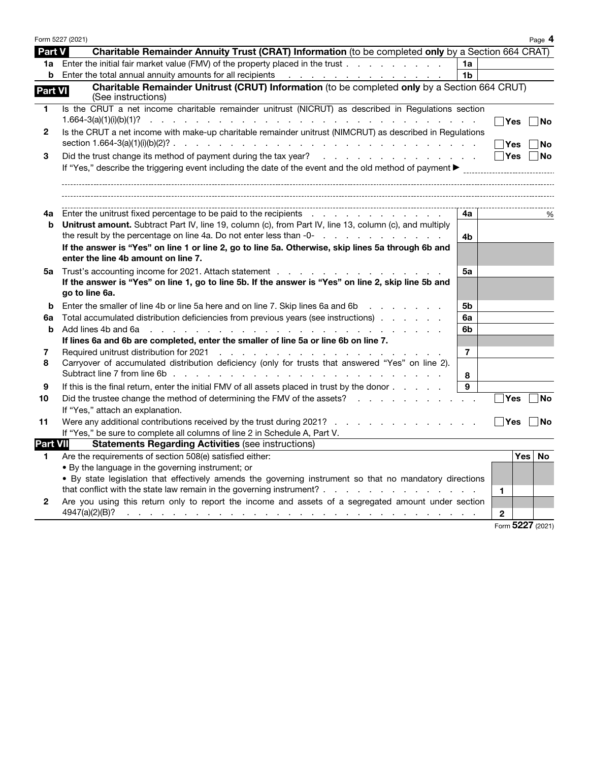## Part V Charitable Remainder Annuity Trust (CRAT) Information (to be completed only by a Section 664 CRAT)

| | | | |
|---|---|---|---|
| **1a** | Enter the initial fair market value (FMV) of the property placed in the trust | 1a | |
| **b** | Enter the total annual annuity amounts for all recipients | 1b | |

## Part VI Charitable Remainder Unitrust (CRUT) Information (to be completed only by a Section 664 CRUT) (See instructions)

**1** Is the CRUT a net income charitable remainder unitrust (NICRUT) as described in Regulations section 1.664-3(a)(1)(i)(b)(1)? ☐ Yes ☐ No

**2** Is the CRUT a net income with make-up charitable remainder unitrust (NIMCRUT) as described in Regulations section 1.664-3(a)(1)(i)(b)(2)? ☐ Yes ☐ No

**3** Did the trust change its method of payment during the tax year? ☐ Yes ☐ No

If "Yes," describe the triggering event including the date of the event and the old method of payment ▶

| | | | |
|---|---|---|---|
| **4a** | Enter the unitrust fixed percentage to be paid to the recipients | 4a | % |
| **b** | **Unitrust amount.** Subtract Part IV, line 19, column (c), from Part IV, line 13, column (c), and multiply the result by the percentage on line 4a. Do not enter less than -0- | 4b | |
| | **If the answer is "Yes" on line 1 or line 2, go to line 5a. Otherwise, skip lines 5a through 6b and enter the line 4b amount on line 7.** | | |
| **5a** | Trust's accounting income for 2021. Attach statement | 5a | |
| | **If the answer is "Yes" on line 1, go to line 5b. If the answer is "Yes" on line 2, skip line 5b and go to line 6a.** | | |
| **b** | Enter the smaller of line 4b or line 5a here and on line 7. Skip lines 6a and 6b | 5b | |
| **6a** | Total accumulated distribution deficiencies from previous years (see instructions) | 6a | |
| **b** | Add lines 4b and 6a | 6b | |
| | **If lines 6a and 6b are completed, enter the smaller of line 5a or line 6b on line 7.** | | |
| **7** | Required unitrust distribution for 2021 | 7 | |
| **8** | Carryover of accumulated distribution deficiency (only for trusts that answered "Yes" on line 2). Subtract line 7 from line 6b | 8 | |
| **9** | If this is the final return, enter the initial FMV of all assets placed in trust by the donor | 9 | |

**10** Did the trustee change the method of determining the FMV of the assets? ☐ Yes ☐ No

If "Yes," attach an explanation.

**11** Were any additional contributions received by the trust during 2021? ☐ Yes ☐ No

If "Yes," be sure to complete all columns of line 2 in Schedule A, Part V.

## Part VII Statements Regarding Activities (see instructions)

| | | | Yes | No |
|---|---|---|---|---|
| **1** | Are the requirements of section 508(e) satisfied either:<br>• By the language in the governing instrument; or<br>• By state legislation that effectively amends the governing instrument so that no mandatory directions that conflict with the state law remain in the governing instrument? | 1 | | |
| **2** | Are you using this return only to report the income and assets of a segregated amount under section 4947(a)(2)(B)? | 2 | | |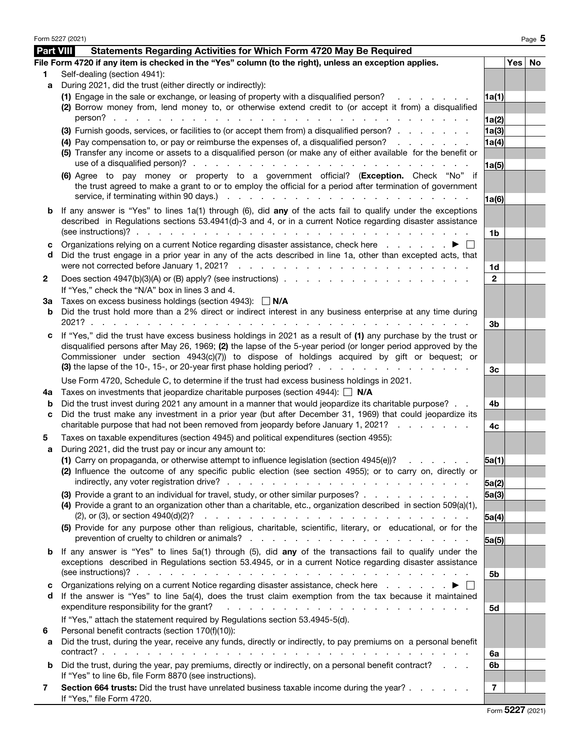## Part VIII Statements Regarding Activities for Which Form 4720 May Be Required

File Form 4720 if any item is checked in the "Yes" column (to the right), unless an exception applies.

| | | | Yes | No |
|---|---|---|---|---|
| **1** | Self-dealing (section 4941): | | | |
| **a** | During 2021, did the trust (either directly or indirectly): | | | |
| | **(1)** Engage in the sale or exchange, or leasing of property with a disqualified person? | 1a(1) | | |
| | **(2)** Borrow money from, lend money to, or otherwise extend credit to (or accept it from) a disqualified person? | 1a(2) | | |
| | **(3)** Furnish goods, services, or facilities to (or accept them from) a disqualified person? | 1a(3) | | |
| | **(4)** Pay compensation to, or pay or reimburse the expenses of, a disqualified person? | 1a(4) | | |
| | **(5)** Transfer any income or assets to a disqualified person (or make any of either available for the benefit or use of a disqualified person)? | 1a(5) | | |
| | **(6)** Agree to pay money or property to a government official? (**Exception.** Check "No" if the trust agreed to make a grant to or to employ the official for a period after termination of government service, if terminating within 90 days.) | 1a(6) | | |
| **b** | If any answer is "Yes" to lines 1a(1) through (6), did **any** of the acts fail to qualify under the exceptions described in Regulations sections 53.4941(d)-3 and 4, or in a current Notice regarding disaster assistance (see instructions)? | 1b | | |
| **c** | Organizations relying on a current Notice regarding disaster assistance, check here ▶ ☐ | | | |
| **d** | Did the trust engage in a prior year in any of the acts described in line 1a, other than excepted acts, that were not corrected before January 1, 2021? | 1d | | |
| **2** | Does section 4947(b)(3)(A) or (B) apply? (see instructions)<br>If "Yes," check the "N/A" box in lines 3 and 4. | 2 | | |
| **3a** | Taxes on excess business holdings (section 4943): ☐ **N/A** | | | |
| **b** | Did the trust hold more than a 2% direct or indirect interest in any business enterprise at any time during 2021? | 3b | | |
| **c** | If "Yes," did the trust have excess business holdings in 2021 as a result of **(1)** any purchase by the trust or disqualified persons after May 26, 1969; **(2)** the lapse of the 5-year period (or longer period approved by the Commissioner under section 4943(c)(7)) to dispose of holdings acquired by gift or bequest; or **(3)** the lapse of the 10-, 15-, or 20-year first phase holding period?<br>Use Form 4720, Schedule C, to determine if the trust had excess business holdings in 2021. | 3c | | |
| **4a** | Taxes on investments that jeopardize charitable purposes (section 4944): ☐ **N/A** | | | |
| **b** | Did the trust invest during 2021 any amount in a manner that would jeopardize its charitable purpose? | 4b | | |
| **c** | Did the trust make any investment in a prior year (but after December 31, 1969) that could jeopardize its charitable purpose that had not been removed from jeopardy before January 1, 2021? | 4c | | |
| **5** | Taxes on taxable expenditures (section 4945) and political expenditures (section 4955): | | | |
| **a** | During 2021, did the trust pay or incur any amount to: | | | |
| | **(1)** Carry on propaganda, or otherwise attempt to influence legislation (section 4945(e))? | 5a(1) | | |
| | **(2)** Influence the outcome of any specific public election (see section 4955); or to carry on, directly or indirectly, any voter registration drive? | 5a(2) | | |
| | **(3)** Provide a grant to an individual for travel, study, or other similar purposes? | 5a(3) | | |
| | **(4)** Provide a grant to an organization other than a charitable, etc., organization described in section 509(a)(1), (2), or (3), or section 4940(d)(2)? | 5a(4) | | |
| | **(5)** Provide for any purpose other than religious, charitable, scientific, literary, or educational, or for the prevention of cruelty to children or animals? | 5a(5) | | |
| **b** | If any answer is "Yes" to lines 5a(1) through (5), did **any** of the transactions fail to qualify under the exceptions described in Regulations section 53.4945, or in a current Notice regarding disaster assistance (see instructions)? | 5b | | |
| **c** | Organizations relying on a current Notice regarding disaster assistance, check here ▶ ☐ | | | |
| **d** | If the answer is "Yes" to line 5a(4), does the trust claim exemption from the tax because it maintained expenditure responsibility for the grant?<br>If "Yes," attach the statement required by Regulations section 53.4945-5(d). | 5d | | |
| **6** | Personal benefit contracts (section 170(f)(10)): | | | |
| **a** | Did the trust, during the year, receive any funds, directly or indirectly, to pay premiums on a personal benefit contract? | 6a | | |
| **b** | Did the trust, during the year, pay premiums, directly or indirectly, on a personal benefit contract?<br>If "Yes" to line 6b, file Form 8870 (see instructions). | 6b | | |
| **7** | **Section 664 trusts:** Did the trust have unrelated business taxable income during the year?<br>If "Yes," file Form 4720. | 7 | | |

Form **5227** (2021)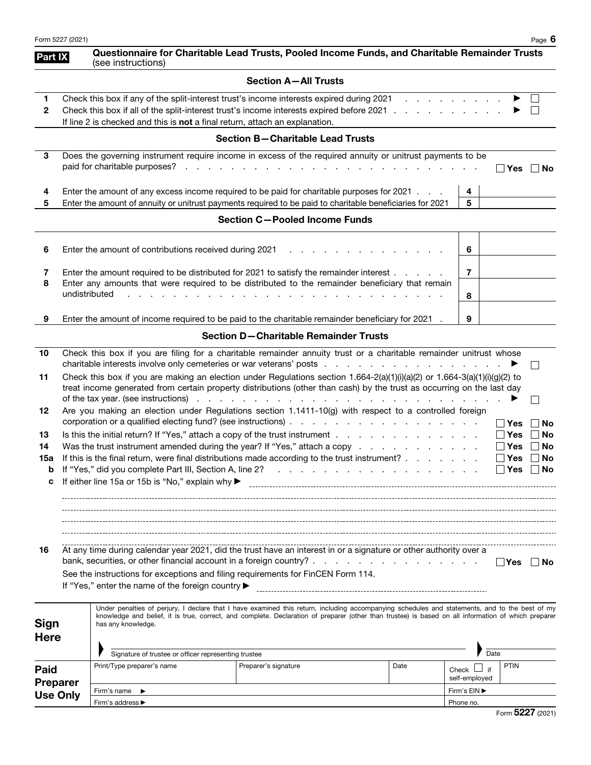## Part IX Questionnaire for Charitable Lead Trusts, Pooled Income Funds, and Charitable Remainder Trusts (see instructions)

### Section A—All Trusts

**1** Check this box if any of the split-interest trust's income interests expired during 2021 . . . . . . . . . . ▶ ☐

**2** Check this box if all of the split-interest trust's income interests expired before 2021 . . . . . . . . . . . ▶ ☐

If line 2 is checked and this is **not** a final return, attach an explanation.

### Section B—Charitable Lead Trusts

**3** Does the governing instrument require income in excess of the required annuity or unitrust payments to be paid for charitable purposes? . . . . . . . . . . . . . . . . . . . . . . . . . ☐ **Yes** ☐ **No**

| | | | |
|---|---|---|---|
| **4** | Enter the amount of any excess income required to be paid for charitable purposes for 2021 . . . | **4** | |
| **5** | Enter the amount of annuity or unitrust payments required to be paid to charitable beneficiaries for 2021 | **5** | |

### Section C—Pooled Income Funds

| | | | |
|---|---|---|---|
| **6** | Enter the amount of contributions received during 2021 . . . . . . . . . . . . . . | **6** | |
| **7** | Enter the amount required to be distributed for 2021 to satisfy the remainder interest . . . . . | **7** | |
| **8** | Enter any amounts that were required to be distributed to the remainder beneficiary that remain undistributed . . . . . . . . . . . . . . . . . . . . . . . . . . . | **8** | |
| **9** | Enter the amount of income required to be paid to the charitable remainder beneficiary for 2021 . | **9** | |

### Section D—Charitable Remainder Trusts

**10** Check this box if you are filing for a charitable remainder annuity trust or a charitable remainder unitrust whose charitable interests involve only cemeteries or war veterans' posts . . . . . . . . . . . . . . . . . ▶ ☐

**11** Check this box if you are making an election under Regulations section 1.664-2(a)(1)(i)(a)(2) or 1.664-3(a)(1)(i)(g)(2) to treat income generated from certain property distributions (other than cash) by the trust as occurring on the last day of the tax year. (see instructions) . . . . . . . . . . . . . . . . . . . . . . . . . . ▶ ☐

**12** Are you making an election under Regulations section 1.1411-10(g) with respect to a controlled foreign corporation or a qualified electing fund? (see instructions) . . . . . . . . . . . . . . . . . . ☐ **Yes** ☐ **No**

**13** Is this the initial return? If "Yes," attach a copy of the trust instrument . . . . . . . . . . . . . ☐ **Yes** ☐ **No**

**14** Was the trust instrument amended during the year? If "Yes," attach a copy . . . . . . . . . . . ☐ **Yes** ☐ **No**

**15a** If this is the final return, were final distributions made according to the trust instrument? . . . . . . . ☐ **Yes** ☐ **No**

**b** If "Yes," did you complete Part III, Section A, line 2? . . . . . . . . . . . . . . . . . . ☐ **Yes** ☐ **No**

**c** If either line 15a or 15b is "No," explain why ▶

**16** At any time during calendar year 2021, did the trust have an interest in or a signature or other authority over a bank, securities, or other financial account in a foreign country? . . . . . . . . . . . . . . . . ☐ **Yes** ☐ **No**

See the instructions for exceptions and filing requirements for FinCEN Form 114.

If "Yes," enter the name of the foreign country ▶

**Sign Here**

Under penalties of perjury, I declare that I have examined this return, including accompanying schedules and statements, and to the best of my knowledge and belief, it is true, correct, and complete. Declaration of preparer (other than trustee) is based on all information of which preparer has any knowledge.

Signature of trustee or officer representing trustee ▶ Date

| **Paid Preparer Use Only** | Print/Type preparer's name | Preparer's signature | Date | Check ☐ if self-employed | PTIN |
|---|---|---|---|---|---|
| | Firm's name ▶ | | | Firm's EIN ▶ | |
| | Firm's address ▶ | | | Phone no. | |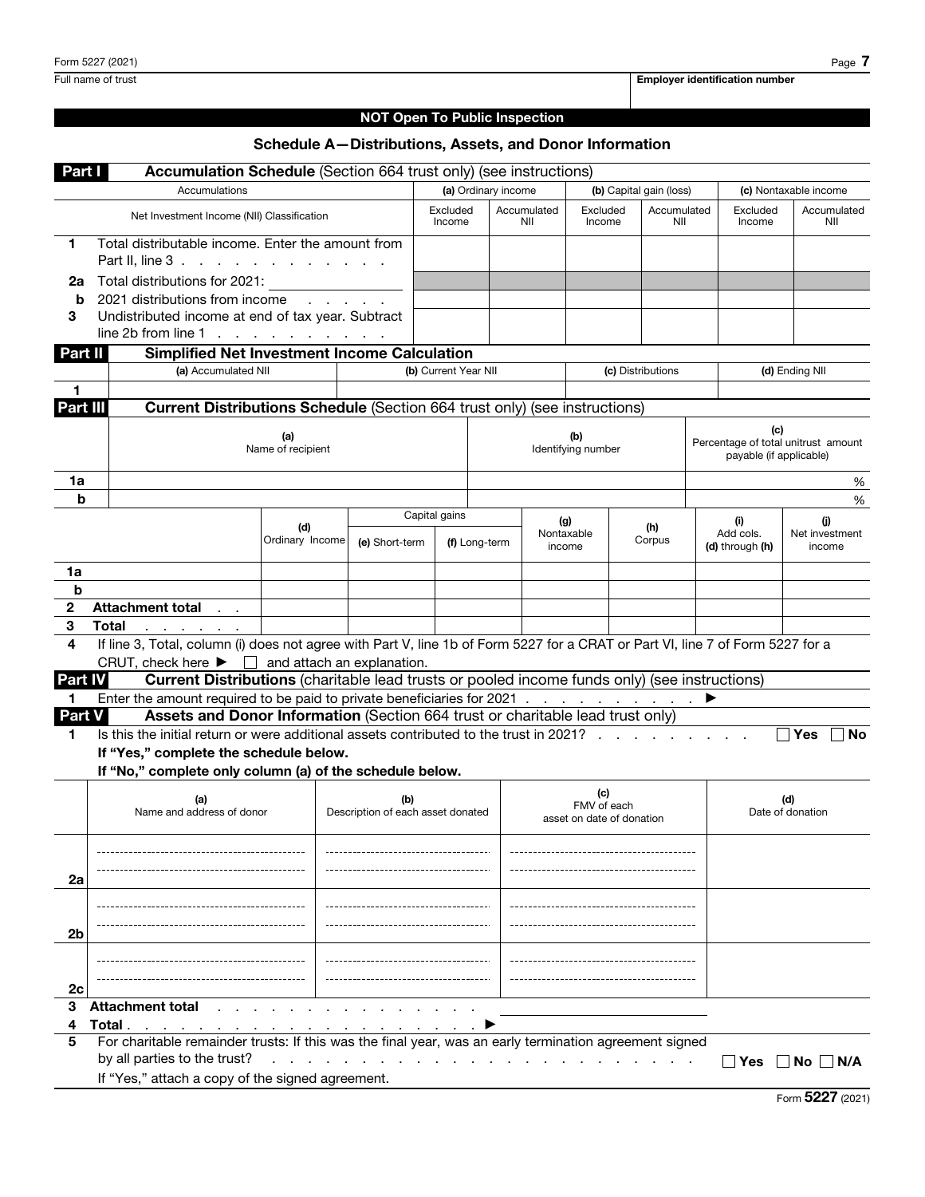Form 5227 (2021)

Full name of trust | Employer identification number

**NOT Open To Public Inspection**

## Schedule A—Distributions, Assets, and Donor Information

### Part I Accumulation Schedule (Section 664 trust only) (see instructions)

| | Accumulations | (a) Ordinary income | | (b) Capital gain (loss) | | (c) Nontaxable income | |
|---|---|---|---|---|---|---|---|
| | Net Investment Income (NII) Classification | Excluded Income | Accumulated NII | Excluded Income | Accumulated NII | Excluded Income | Accumulated NII |
| 1 | Total distributable income. Enter the amount from Part II, line 3 | | | | | | |
| 2a | Total distributions for 2021: | | | | | | |
| b | 2021 distributions from income | | | | | | |
| 3 | Undistributed income at end of tax year. Subtract line 2b from line 1 | | | | | | |

### Part II Simplified Net Investment Income Calculation

| | (a) Accumulated NII | (b) Current Year NII | (c) Distributions | (d) Ending NII |
|---|---|---|---|---|
| 1 | | | | |

### Part III Current Distributions Schedule (Section 664 trust only) (see instructions)

| | (a) Name of recipient | (b) Identifying number | (c) Percentage of total unitrust amount payable (if applicable) |
|---|---|---|---|
| 1a | | | % |
| b | | | % |

| | | (d) Ordinary Income | Capital gains (e) Short-term | Capital gains (f) Long-term | (g) Nontaxable income | (h) Corpus | (i) Add cols. (d) through (h) | (j) Net investment income |
|---|---|---|---|---|---|---|---|---|
| 1a | | | | | | | | |
| b | | | | | | | | |
| 2 | **Attachment total** | | | | | | | |
| 3 | **Total** | | | | | | | |

4 If line 3, Total, column (i) does not agree with Part V, line 1b of Form 5227 for a CRAT or Part VI, line 7 of Form 5227 for a CRUT, check here ▶ ☐ and attach an explanation.

### Part IV Current Distributions (charitable lead trusts or pooled income funds only) (see instructions)

1 Enter the amount required to be paid to private beneficiaries for 2021 ▶

### Part V Assets and Donor Information (Section 664 trust or charitable lead trust only)

1 Is this the initial return or were additional assets contributed to the trust in 2021? ☐ Yes ☐ No

**If "Yes," complete the schedule below.**
**If "No," complete only column (a) of the schedule below.**

| | (a) Name and address of donor | (b) Description of each asset donated | (c) FMV of each asset on date of donation | (d) Date of donation |
|---|---|---|---|---|
| 2a | | | | |
| 2b | | | | |
| 2c | | | | |
| 3 | **Attachment total** | | | |
| 4 | **Total** ▶ | | | |

5 For charitable remainder trusts: If this was the final year, was an early termination agreement signed by all parties to the trust? ☐ Yes ☐ No ☐ N/A

If "Yes," attach a copy of the signed agreement.

Form **5227** (2021)